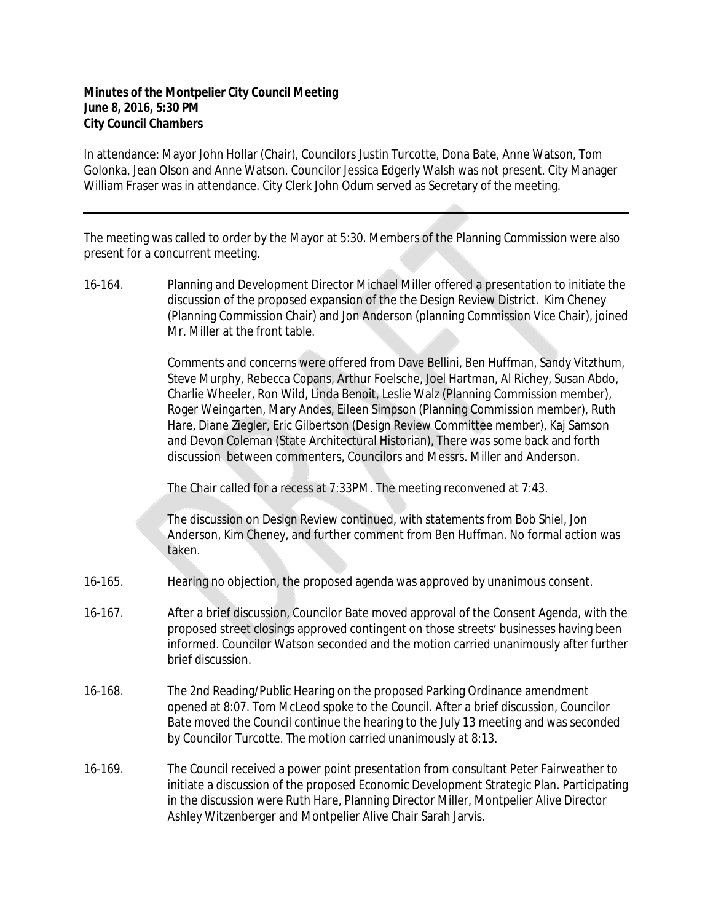**Minutes of the Montpelier City Council Meeting**
**June 8, 2016, 5:30 PM**
**City Council Chambers**

In attendance: Mayor John Hollar (Chair), Councilors Justin Turcotte, Dona Bate, Anne Watson, Tom Golonka, Jean Olson and Anne Watson. Councilor Jessica Edgerly Walsh was not present. City Manager William Fraser was in attendance. City Clerk John Odum served as Secretary of the meeting.

---

The meeting was called to order by the Mayor at 5:30. Members of the Planning Commission were also present for a concurrent meeting.

16-164. Planning and Development Director Michael Miller offered a presentation to initiate the discussion of the proposed expansion of the the Design Review District. Kim Cheney (Planning Commission Chair) and Jon Anderson (planning Commission Vice Chair), joined Mr. Miller at the front table.

Comments and concerns were offered from Dave Bellini, Ben Huffman, Sandy Vitzthum, Steve Murphy, Rebecca Copans, Arthur Foelsche, Joel Hartman, Al Richey, Susan Abdo, Charlie Wheeler, Ron Wild, Linda Benoit, Leslie Walz (Planning Commission member), Roger Weingarten, Mary Andes, Eileen Simpson (Planning Commission member), Ruth Hare, Diane Ziegler, Eric Gilbertson (Design Review Committee member), Kaj Samson and Devon Coleman (State Architectural Historian), There was some back and forth discussion between commenters, Councilors and Messrs. Miller and Anderson.

The Chair called for a recess at 7:33PM. The meeting reconvened at 7:43.

The discussion on Design Review continued, with statements from Bob Shiel, Jon Anderson, Kim Cheney, and further comment from Ben Huffman. No formal action was taken.

16-165. Hearing no objection, the proposed agenda was approved by unanimous consent.

16-167. After a brief discussion, Councilor Bate moved approval of the Consent Agenda, with the proposed street closings approved contingent on those streets' businesses having been informed. Councilor Watson seconded and the motion carried unanimously after further brief discussion.

16-168. The 2nd Reading/Public Hearing on the proposed Parking Ordinance amendment opened at 8:07. Tom McLeod spoke to the Council. After a brief discussion, Councilor Bate moved the Council continue the hearing to the July 13 meeting and was seconded by Councilor Turcotte. The motion carried unanimously at 8:13.

16-169. The Council received a power point presentation from consultant Peter Fairweather to initiate a discussion of the proposed Economic Development Strategic Plan. Participating in the discussion were Ruth Hare, Planning Director Miller, Montpelier Alive Director Ashley Witzenberger and Montpelier Alive Chair Sarah Jarvis.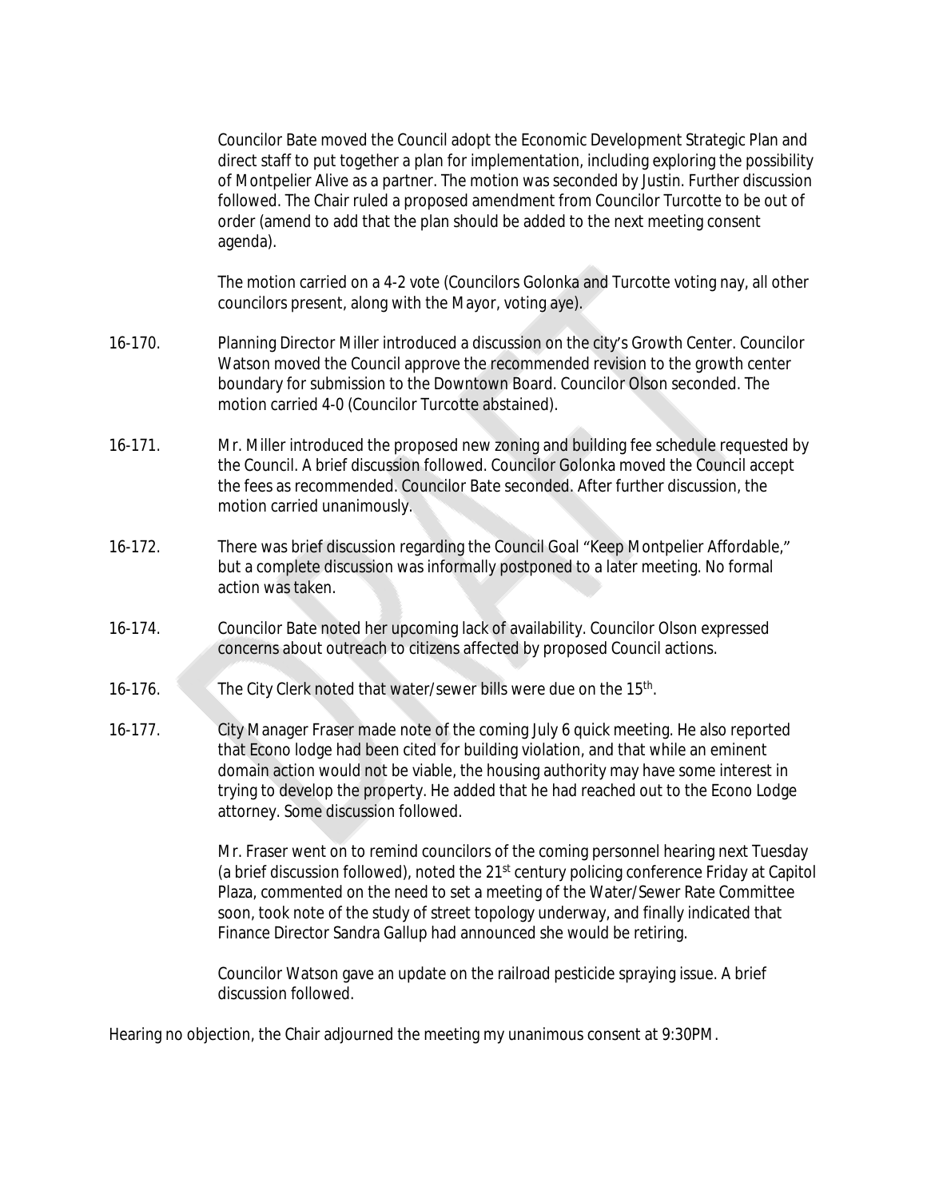Councilor Bate moved the Council adopt the Economic Development Strategic Plan and direct staff to put together a plan for implementation, including exploring the possibility of Montpelier Alive as a partner. The motion was seconded by Justin. Further discussion followed. The Chair ruled a proposed amendment from Councilor Turcotte to be out of order (amend to add that the plan should be added to the next meeting consent agenda).

The motion carried on a 4-2 vote (Councilors Golonka and Turcotte voting nay, all other councilors present, along with the Mayor, voting aye).

16-170. Planning Director Miller introduced a discussion on the city's Growth Center. Councilor Watson moved the Council approve the recommended revision to the growth center boundary for submission to the Downtown Board. Councilor Olson seconded. The motion carried 4-0 (Councilor Turcotte abstained).

16-171. Mr. Miller introduced the proposed new zoning and building fee schedule requested by the Council. A brief discussion followed. Councilor Golonka moved the Council accept the fees as recommended. Councilor Bate seconded. After further discussion, the motion carried unanimously.

16-172. There was brief discussion regarding the Council Goal "Keep Montpelier Affordable," but a complete discussion was informally postponed to a later meeting. No formal action was taken.

16-174. Councilor Bate noted her upcoming lack of availability. Councilor Olson expressed concerns about outreach to citizens affected by proposed Council actions.

16-176. The City Clerk noted that water/sewer bills were due on the 15th.

16-177. City Manager Fraser made note of the coming July 6 quick meeting. He also reported that Econo lodge had been cited for building violation, and that while an eminent domain action would not be viable, the housing authority may have some interest in trying to develop the property. He added that he had reached out to the Econo Lodge attorney. Some discussion followed.

Mr. Fraser went on to remind councilors of the coming personnel hearing next Tuesday (a brief discussion followed), noted the 21st century policing conference Friday at Capitol Plaza, commented on the need to set a meeting of the Water/Sewer Rate Committee soon, took note of the study of street topology underway, and finally indicated that Finance Director Sandra Gallup had announced she would be retiring.

Councilor Watson gave an update on the railroad pesticide spraying issue. A brief discussion followed.

Hearing no objection, the Chair adjourned the meeting my unanimous consent at 9:30PM.